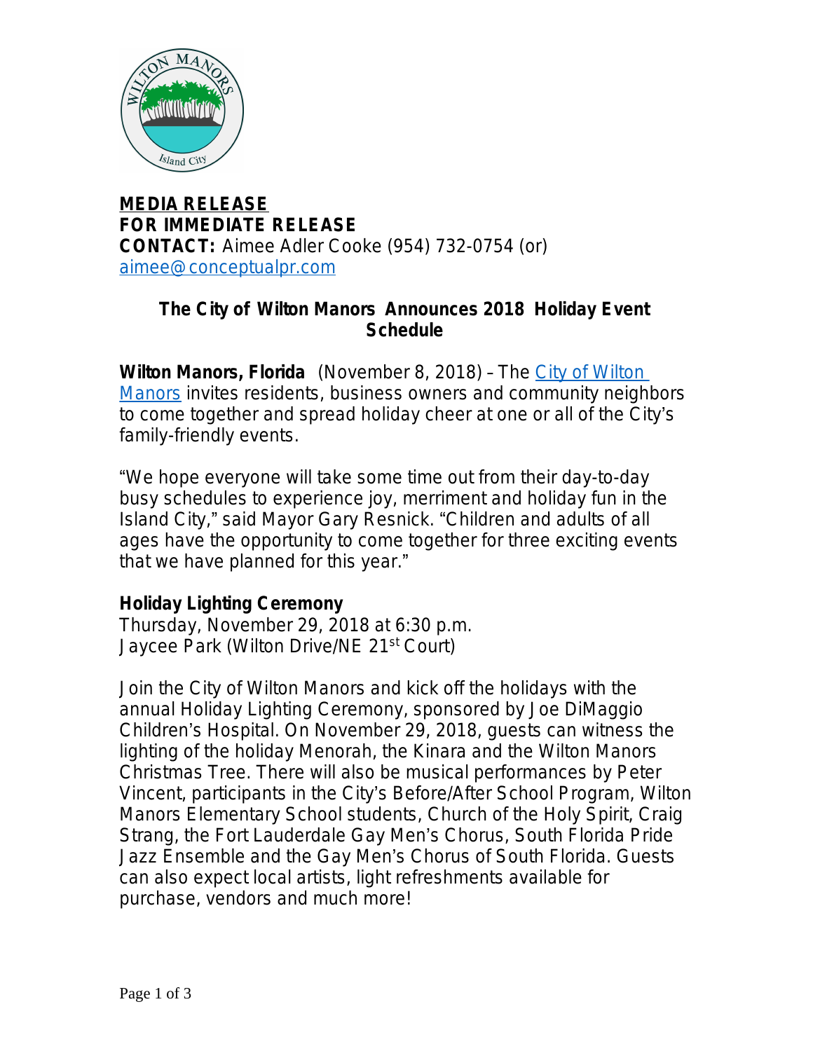**MEDIA RELEASE**
**FOR IMMEDIATE RELEASE**
**CONTACT:** Aimee Adler Cooke (954) 732-0754 (or) aimee@conceptualpr.com

## The City of Wilton Manors Announces 2018 Holiday Event Schedule

**Wilton Manors, Florida** (November 8, 2018) – The City of Wilton Manors invites residents, business owners and community neighbors to come together and spread holiday cheer at one or all of the City's family-friendly events.

"We hope everyone will take some time out from their day-to-day busy schedules to experience joy, merriment and holiday fun in the Island City," said Mayor Gary Resnick. "Children and adults of all ages have the opportunity to come together for three exciting events that we have planned for this year."

### Holiday Lighting Ceremony

Thursday, November 29, 2018 at 6:30 p.m.
Jaycee Park (Wilton Drive/NE 21st Court)

Join the City of Wilton Manors and kick off the holidays with the annual Holiday Lighting Ceremony, sponsored by Joe DiMaggio Children's Hospital. On November 29, 2018, guests can witness the lighting of the holiday Menorah, the Kinara and the Wilton Manors Christmas Tree. There will also be musical performances by Peter Vincent, participants in the City's Before/After School Program, Wilton Manors Elementary School students, Church of the Holy Spirit, Craig Strang, the Fort Lauderdale Gay Men's Chorus, South Florida Pride Jazz Ensemble and the Gay Men's Chorus of South Florida. Guests can also expect local artists, light refreshments available for purchase, vendors and much more!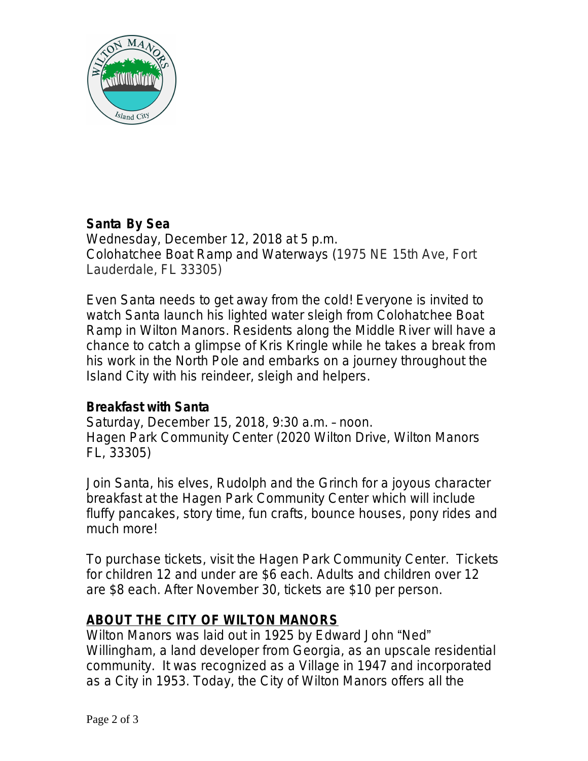**Santa By Sea**
Wednesday, December 12, 2018 at 5 p.m.
Colohatchee Boat Ramp and Waterways (1975 NE 15th Ave, Fort Lauderdale, FL 33305)

Even Santa needs to get away from the cold! Everyone is invited to watch Santa launch his lighted water sleigh from Colohatchee Boat Ramp in Wilton Manors. Residents along the Middle River will have a chance to catch a glimpse of Kris Kringle while he takes a break from his work in the North Pole and embarks on a journey throughout the Island City with his reindeer, sleigh and helpers.

**Breakfast with Santa**
Saturday, December 15, 2018, 9:30 a.m. – noon.
Hagen Park Community Center (2020 Wilton Drive, Wilton Manors FL, 33305)

Join Santa, his elves, Rudolph and the Grinch for a joyous character breakfast at the Hagen Park Community Center which will include fluffy pancakes, story time, fun crafts, bounce houses, pony rides and much more!

To purchase tickets, visit the Hagen Park Community Center. Tickets for children 12 and under are $6 each. Adults and children over 12 are $8 each. After November 30, tickets are $10 per person.

**ABOUT THE CITY OF WILTON MANORS**
Wilton Manors was laid out in 1925 by Edward John "Ned" Willingham, a land developer from Georgia, as an upscale residential community. It was recognized as a Village in 1947 and incorporated as a City in 1953. Today, the City of Wilton Manors offers all the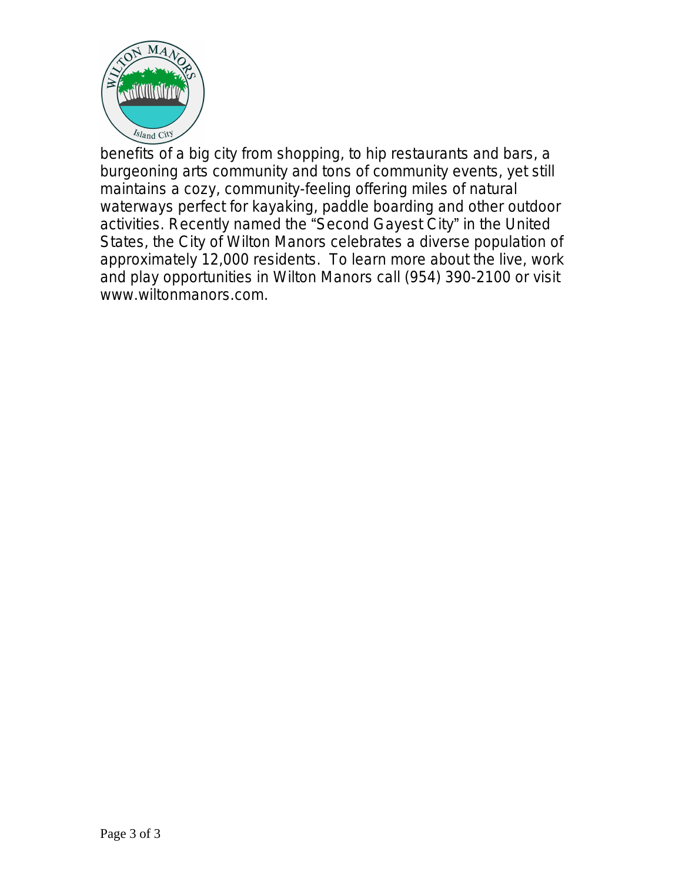benefits of a big city from shopping, to hip restaurants and bars, a burgeoning arts community and tons of community events, yet still maintains a cozy, community-feeling offering miles of natural waterways perfect for kayaking, paddle boarding and other outdoor activities. Recently named the "Second Gayest City" in the United States, the City of Wilton Manors celebrates a diverse population of approximately 12,000 residents. To learn more about the live, work and play opportunities in Wilton Manors call (954) 390-2100 or visit www.wiltonmanors.com.